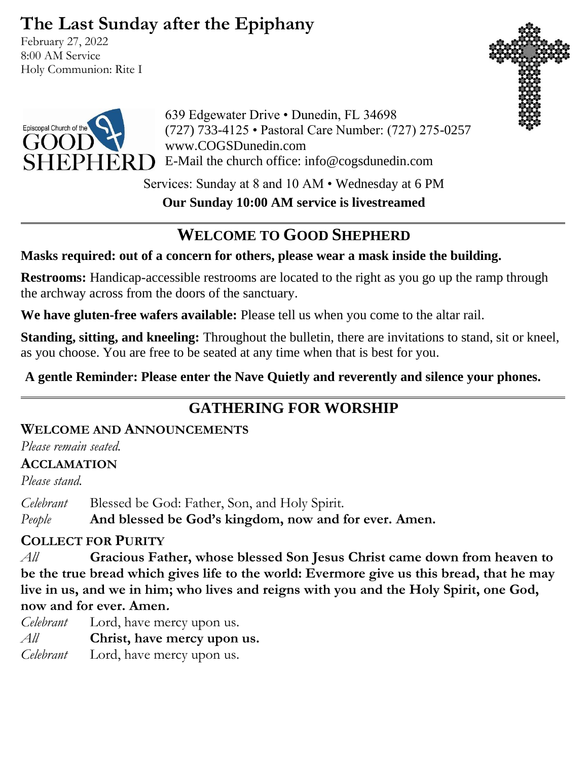# The Last Sunday after the Epiphany

February 27, 2022
8:00 AM Service
Holy Communion: Rite I

Episcopal Church of the GOOD SHEPHERD

639 Edgewater Drive • Dunedin, FL 34698
(727) 733-4125 • Pastoral Care Number: (727) 275-0257
www.COGSDunedin.com
E-Mail the church office: info@cogsdunedin.com

Services: Sunday at 8 and 10 AM • Wednesday at 6 PM

**Our Sunday 10:00 AM service is livestreamed**

---

## WELCOME TO GOOD SHEPHERD

**Masks required: out of a concern for others, please wear a mask inside the building.**

**Restrooms:** Handicap-accessible restrooms are located to the right as you go up the ramp through the archway across from the doors of the sanctuary.

**We have gluten-free wafers available:** Please tell us when you come to the altar rail.

**Standing, sitting, and kneeling:** Throughout the bulletin, there are invitations to stand, sit or kneel, as you choose. You are free to be seated at any time when that is best for you.

**A gentle Reminder: Please enter the Nave Quietly and reverently and silence your phones.**

---

## GATHERING FOR WORSHIP

### WELCOME AND ANNOUNCEMENTS

*Please remain seated.*

### ACCLAMATION

*Please stand.*

*Celebrant* Blessed be God: Father, Son, and Holy Spirit.
*People* **And blessed be God's kingdom, now and for ever. Amen.**

### COLLECT FOR PURITY

*All* **Gracious Father, whose blessed Son Jesus Christ came down from heaven to be the true bread which gives life to the world: Evermore give us this bread, that he may live in us, and we in him; who lives and reigns with you and the Holy Spirit, one God, now and for ever. Amen.**

*Celebrant* Lord, have mercy upon us.
*All* **Christ, have mercy upon us.**
*Celebrant* Lord, have mercy upon us.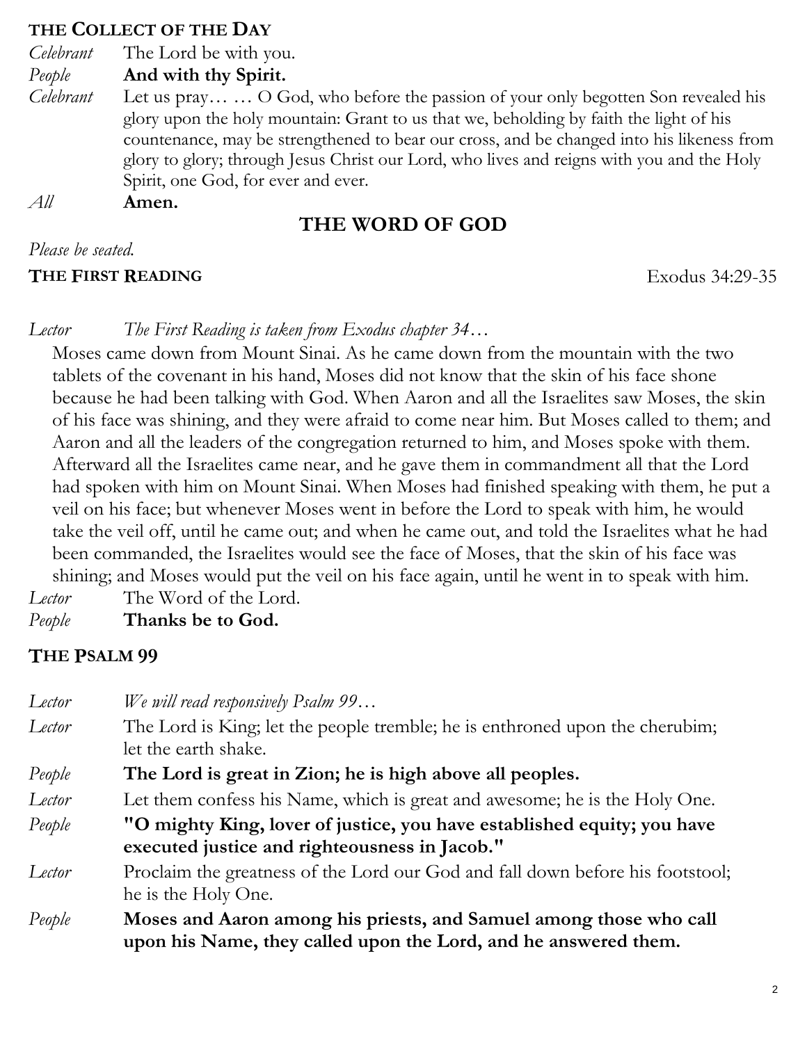### THE COLLECT OF THE DAY

*Celebrant* The Lord be with you.

*People* **And with thy Spirit.**

*Celebrant* Let us pray… … O God, who before the passion of your only begotten Son revealed his glory upon the holy mountain: Grant to us that we, beholding by faith the light of his countenance, may be strengthened to bear our cross, and be changed into his likeness from glory to glory; through Jesus Christ our Lord, who lives and reigns with you and the Holy Spirit, one God, for ever and ever.

*All* **Amen.**

## THE WORD OF GOD

*Please be seated.*

### THE FIRST READING

Exodus 34:29-35

*Lector* *The First Reading is taken from Exodus chapter 34…*

Moses came down from Mount Sinai. As he came down from the mountain with the two tablets of the covenant in his hand, Moses did not know that the skin of his face shone because he had been talking with God. When Aaron and all the Israelites saw Moses, the skin of his face was shining, and they were afraid to come near him. But Moses called to them; and Aaron and all the leaders of the congregation returned to him, and Moses spoke with them. Afterward all the Israelites came near, and he gave them in commandment all that the Lord had spoken with him on Mount Sinai. When Moses had finished speaking with them, he put a veil on his face; but whenever Moses went in before the Lord to speak with him, he would take the veil off, until he came out; and when he came out, and told the Israelites what he had been commanded, the Israelites would see the face of Moses, that the skin of his face was shining; and Moses would put the veil on his face again, until he went in to speak with him.

*Lector* The Word of the Lord.

*People* **Thanks be to God.**

### THE PSALM 99

*Lector* *We will read responsively Psalm 99…*

*Lector* The Lord is King; let the people tremble; he is enthroned upon the cherubim; let the earth shake.

*People* **The Lord is great in Zion; he is high above all peoples.**

*Lector* Let them confess his Name, which is great and awesome; he is the Holy One.

*People* **"O mighty King, lover of justice, you have established equity; you have executed justice and righteousness in Jacob."**

*Lector* Proclaim the greatness of the Lord our God and fall down before his footstool; he is the Holy One.

*People* **Moses and Aaron among his priests, and Samuel among those who call upon his Name, they called upon the Lord, and he answered them.**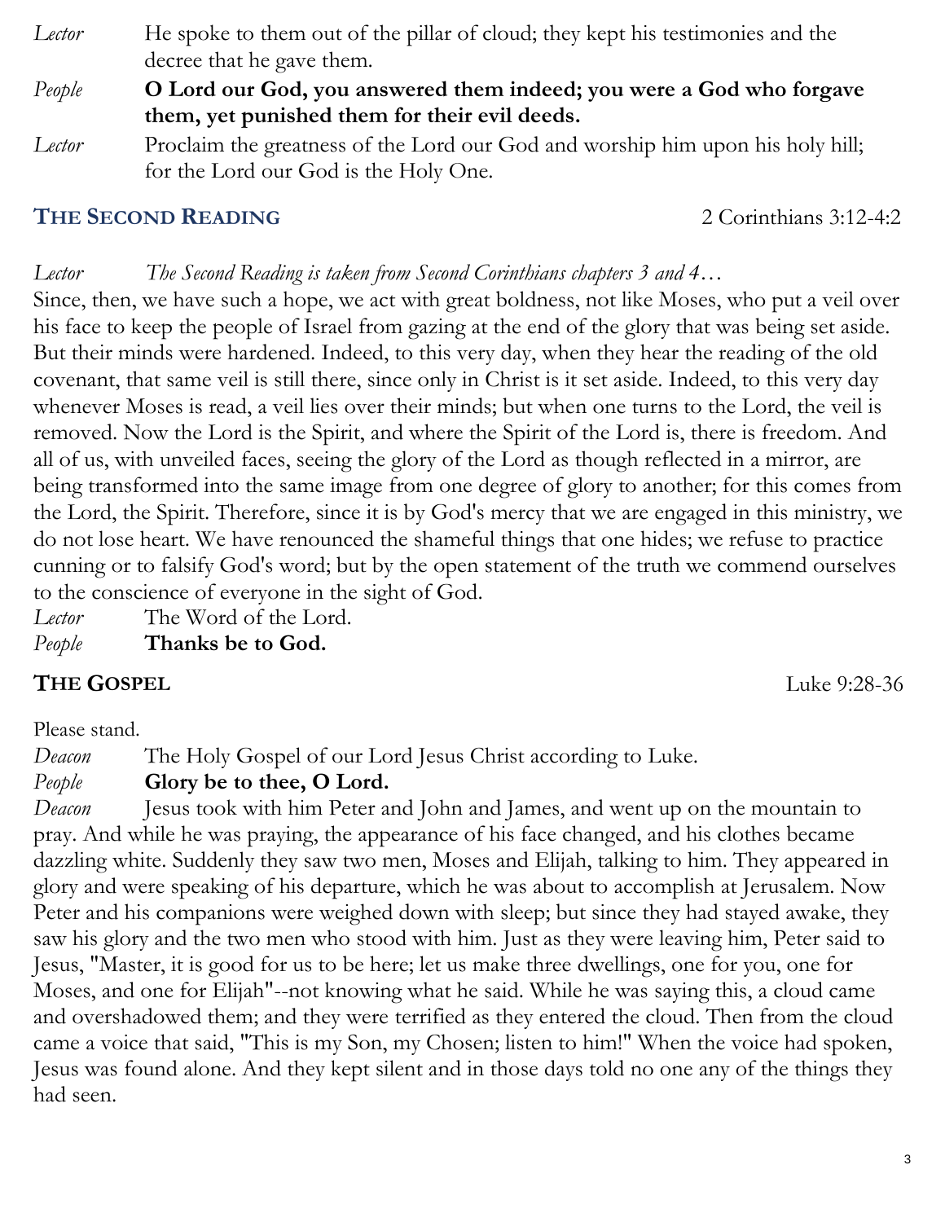*Lector* He spoke to them out of the pillar of cloud; they kept his testimonies and the decree that he gave them.

*People* **O Lord our God, you answered them indeed; you were a God who forgave them, yet punished them for their evil deeds.**

*Lector* Proclaim the greatness of the Lord our God and worship him upon his holy hill; for the Lord our God is the Holy One.

## THE SECOND READING 2 Corinthians 3:12-4:2

*Lector* *The Second Reading is taken from Second Corinthians chapters 3 and 4…*

Since, then, we have such a hope, we act with great boldness, not like Moses, who put a veil over his face to keep the people of Israel from gazing at the end of the glory that was being set aside. But their minds were hardened. Indeed, to this very day, when they hear the reading of the old covenant, that same veil is still there, since only in Christ is it set aside. Indeed, to this very day whenever Moses is read, a veil lies over their minds; but when one turns to the Lord, the veil is removed. Now the Lord is the Spirit, and where the Spirit of the Lord is, there is freedom. And all of us, with unveiled faces, seeing the glory of the Lord as though reflected in a mirror, are being transformed into the same image from one degree of glory to another; for this comes from the Lord, the Spirit. Therefore, since it is by God's mercy that we are engaged in this ministry, we do not lose heart. We have renounced the shameful things that one hides; we refuse to practice cunning or to falsify God's word; but by the open statement of the truth we commend ourselves to the conscience of everyone in the sight of God.

*Lector* The Word of the Lord.

*People* **Thanks be to God.**

## THE GOSPEL Luke 9:28-36

Please stand.

*Deacon* The Holy Gospel of our Lord Jesus Christ according to Luke.

*People* **Glory be to thee, O Lord.**

*Deacon* Jesus took with him Peter and John and James, and went up on the mountain to pray. And while he was praying, the appearance of his face changed, and his clothes became dazzling white. Suddenly they saw two men, Moses and Elijah, talking to him. They appeared in glory and were speaking of his departure, which he was about to accomplish at Jerusalem. Now Peter and his companions were weighed down with sleep; but since they had stayed awake, they saw his glory and the two men who stood with him. Just as they were leaving him, Peter said to Jesus, "Master, it is good for us to be here; let us make three dwellings, one for you, one for Moses, and one for Elijah"--not knowing what he said. While he was saying this, a cloud came and overshadowed them; and they were terrified as they entered the cloud. Then from the cloud came a voice that said, "This is my Son, my Chosen; listen to him!" When the voice had spoken, Jesus was found alone. And they kept silent and in those days told no one any of the things they had seen.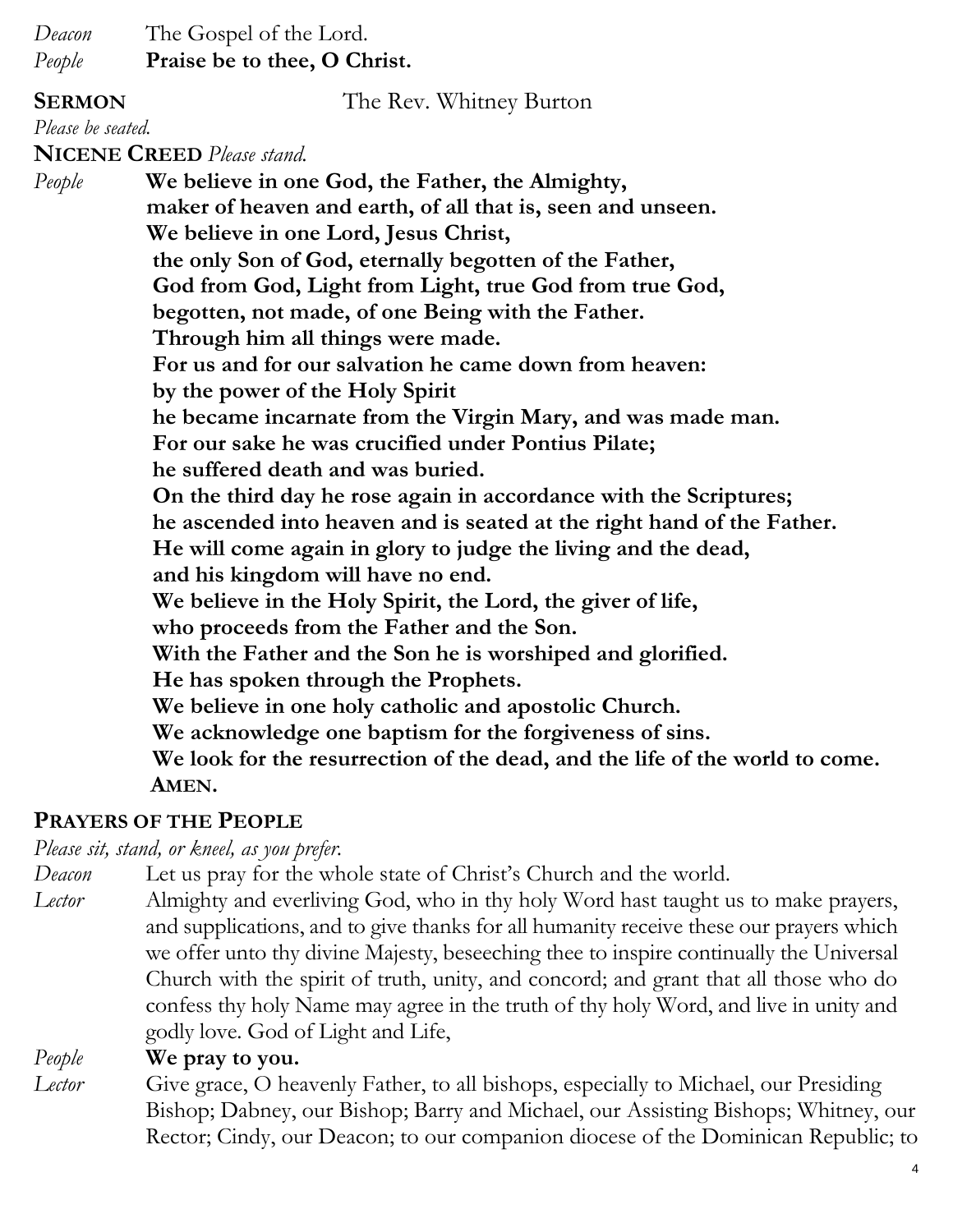*Deacon* The Gospel of the Lord.
*People* **Praise be to thee, O Christ.**

**SERMON** The Rev. Whitney Burton

*Please be seated.*

**NICENE CREED** *Please stand.*

*People* **We believe in one God, the Father, the Almighty,
maker of heaven and earth, of all that is, seen and unseen.
We believe in one Lord, Jesus Christ,
the only Son of God, eternally begotten of the Father,
God from God, Light from Light, true God from true God,
begotten, not made, of one Being with the Father.
Through him all things were made.
For us and for our salvation he came down from heaven:
by the power of the Holy Spirit
he became incarnate from the Virgin Mary, and was made man.
For our sake he was crucified under Pontius Pilate;
he suffered death and was buried.
On the third day he rose again in accordance with the Scriptures;
he ascended into heaven and is seated at the right hand of the Father.
He will come again in glory to judge the living and the dead,
and his kingdom will have no end.
We believe in the Holy Spirit, the Lord, the giver of life,
who proceeds from the Father and the Son.
With the Father and the Son he is worshiped and glorified.
He has spoken through the Prophets.
We believe in one holy catholic and apostolic Church.
We acknowledge one baptism for the forgiveness of sins.
We look for the resurrection of the dead, and the life of the world to come.
AMEN.**

## PRAYERS OF THE PEOPLE

*Please sit, stand, or kneel, as you prefer.*

*Deacon* Let us pray for the whole state of Christ's Church and the world.

*Lector* Almighty and everliving God, who in thy holy Word hast taught us to make prayers, and supplications, and to give thanks for all humanity receive these our prayers which we offer unto thy divine Majesty, beseeching thee to inspire continually the Universal Church with the spirit of truth, unity, and concord; and grant that all those who do confess thy holy Name may agree in the truth of thy holy Word, and live in unity and godly love. God of Light and Life,

*People* **We pray to you.**

*Lector* Give grace, O heavenly Father, to all bishops, especially to Michael, our Presiding Bishop; Dabney, our Bishop; Barry and Michael, our Assisting Bishops; Whitney, our Rector; Cindy, our Deacon; to our companion diocese of the Dominican Republic; to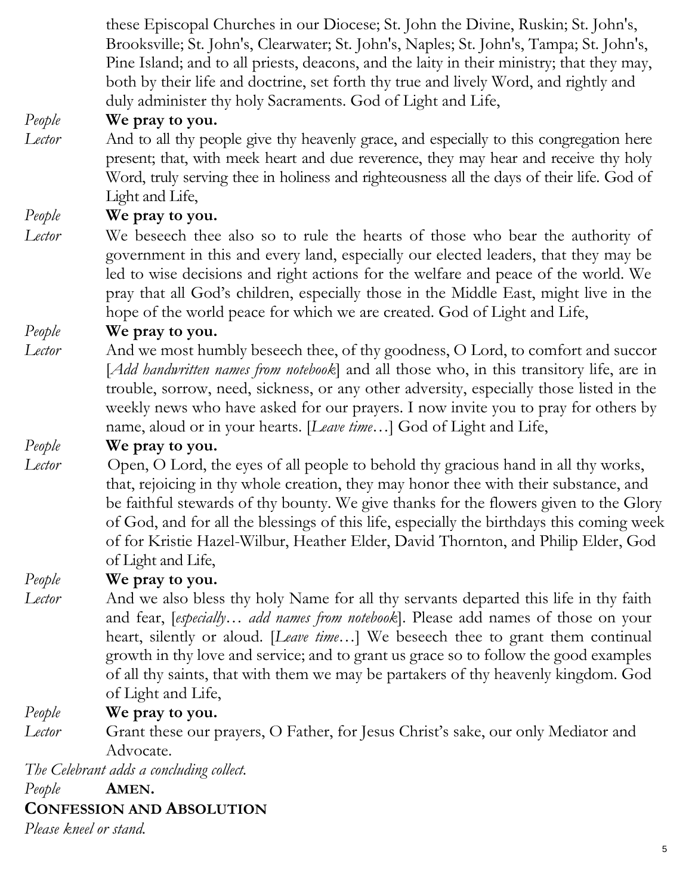these Episcopal Churches in our Diocese; St. John the Divine, Ruskin; St. John's, Brooksville; St. John's, Clearwater; St. John's, Naples; St. John's, Tampa; St. John's, Pine Island; and to all priests, deacons, and the laity in their ministry; that they may, both by their life and doctrine, set forth thy true and lively Word, and rightly and duly administer thy holy Sacraments. God of Light and Life,

*People* **We pray to you.**

*Lector* And to all thy people give thy heavenly grace, and especially to this congregation here present; that, with meek heart and due reverence, they may hear and receive thy holy Word, truly serving thee in holiness and righteousness all the days of their life. God of Light and Life,

*People* **We pray to you.**

*Lector* We beseech thee also so to rule the hearts of those who bear the authority of government in this and every land, especially our elected leaders, that they may be led to wise decisions and right actions for the welfare and peace of the world. We pray that all God's children, especially those in the Middle East, might live in the hope of the world peace for which we are created. God of Light and Life,

*People* **We pray to you.**

*Lector* And we most humbly beseech thee, of thy goodness, O Lord, to comfort and succor [*Add handwritten names from notebook*] and all those who, in this transitory life, are in trouble, sorrow, need, sickness, or any other adversity, especially those listed in the weekly news who have asked for our prayers. I now invite you to pray for others by name, aloud or in your hearts. [*Leave time*…] God of Light and Life,

*People* **We pray to you.**

*Lector* Open, O Lord, the eyes of all people to behold thy gracious hand in all thy works, that, rejoicing in thy whole creation, they may honor thee with their substance, and be faithful stewards of thy bounty. We give thanks for the flowers given to the Glory of God, and for all the blessings of this life, especially the birthdays this coming week of for Kristie Hazel-Wilbur, Heather Elder, David Thornton, and Philip Elder, God of Light and Life,

*People* **We pray to you.**

*Lector* And we also bless thy holy Name for all thy servants departed this life in thy faith and fear, [*especially… add names from notebook*]. Please add names of those on your heart, silently or aloud. [*Leave time*…] We beseech thee to grant them continual growth in thy love and service; and to grant us grace so to follow the good examples of all thy saints, that with them we may be partakers of thy heavenly kingdom. God of Light and Life,

*People* **We pray to you.**

*Lector* Grant these our prayers, O Father, for Jesus Christ's sake, our only Mediator and Advocate.

*The Celebrant adds a concluding collect.*

*People* **AMEN.**

## CONFESSION AND ABSOLUTION

*Please kneel or stand.*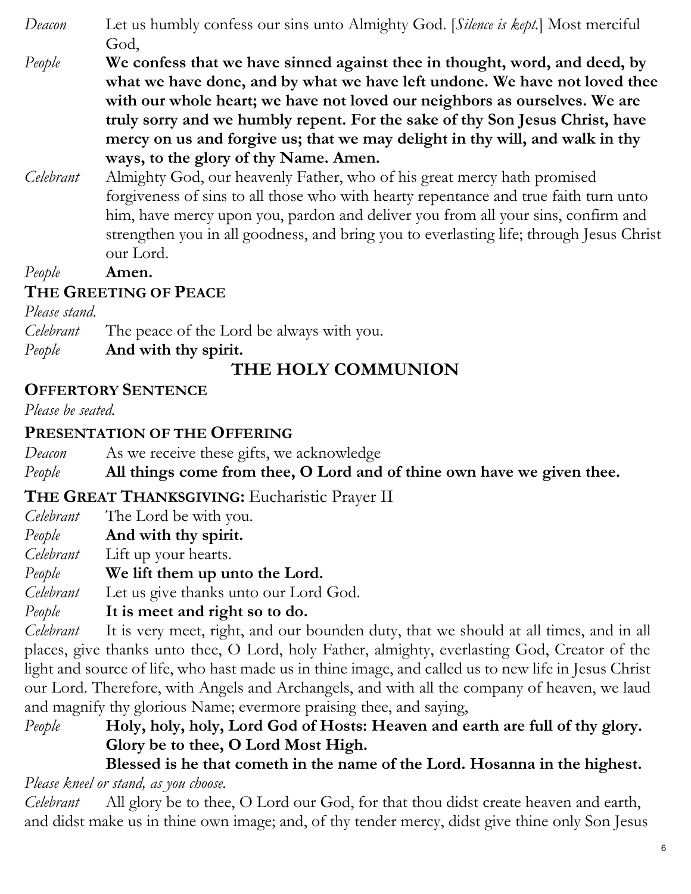*Deacon* Let us humbly confess our sins unto Almighty God. [*Silence is kept.*] Most merciful God,

*People* **We confess that we have sinned against thee in thought, word, and deed, by what we have done, and by what we have left undone. We have not loved thee with our whole heart; we have not loved our neighbors as ourselves. We are truly sorry and we humbly repent. For the sake of thy Son Jesus Christ, have mercy on us and forgive us; that we may delight in thy will, and walk in thy ways, to the glory of thy Name. Amen.**

*Celebrant* Almighty God, our heavenly Father, who of his great mercy hath promised forgiveness of sins to all those who with hearty repentance and true faith turn unto him, have mercy upon you, pardon and deliver you from all your sins, confirm and strengthen you in all goodness, and bring you to everlasting life; through Jesus Christ our Lord.

*People* **Amen.**

## THE GREETING OF PEACE

*Please stand.*

*Celebrant* The peace of the Lord be always with you.

*People* **And with thy spirit.**

# THE HOLY COMMUNION

## OFFERTORY SENTENCE

*Please be seated.*

## PRESENTATION OF THE OFFERING

*Deacon* As we receive these gifts, we acknowledge

*People* **All things come from thee, O Lord and of thine own have we given thee.**

## THE GREAT THANKSGIVING: Eucharistic Prayer II

*Celebrant* The Lord be with you.

*People* **And with thy spirit.**

*Celebrant* Lift up your hearts.

*People* **We lift them up unto the Lord.**

*Celebrant* Let us give thanks unto our Lord God.

*People* **It is meet and right so to do.**

*Celebrant* It is very meet, right, and our bounden duty, that we should at all times, and in all places, give thanks unto thee, O Lord, holy Father, almighty, everlasting God, Creator of the light and source of life, who hast made us in thine image, and called us to new life in Jesus Christ our Lord. Therefore, with Angels and Archangels, and with all the company of heaven, we laud and magnify thy glorious Name; evermore praising thee, and saying,

*People* **Holy, holy, holy, Lord God of Hosts: Heaven and earth are full of thy glory. Glory be to thee, O Lord Most High.**
**Blessed is he that cometh in the name of the Lord. Hosanna in the highest.**

*Please kneel or stand, as you choose.*

*Celebrant* All glory be to thee, O Lord our God, for that thou didst create heaven and earth, and didst make us in thine own image; and, of thy tender mercy, didst give thine only Son Jesus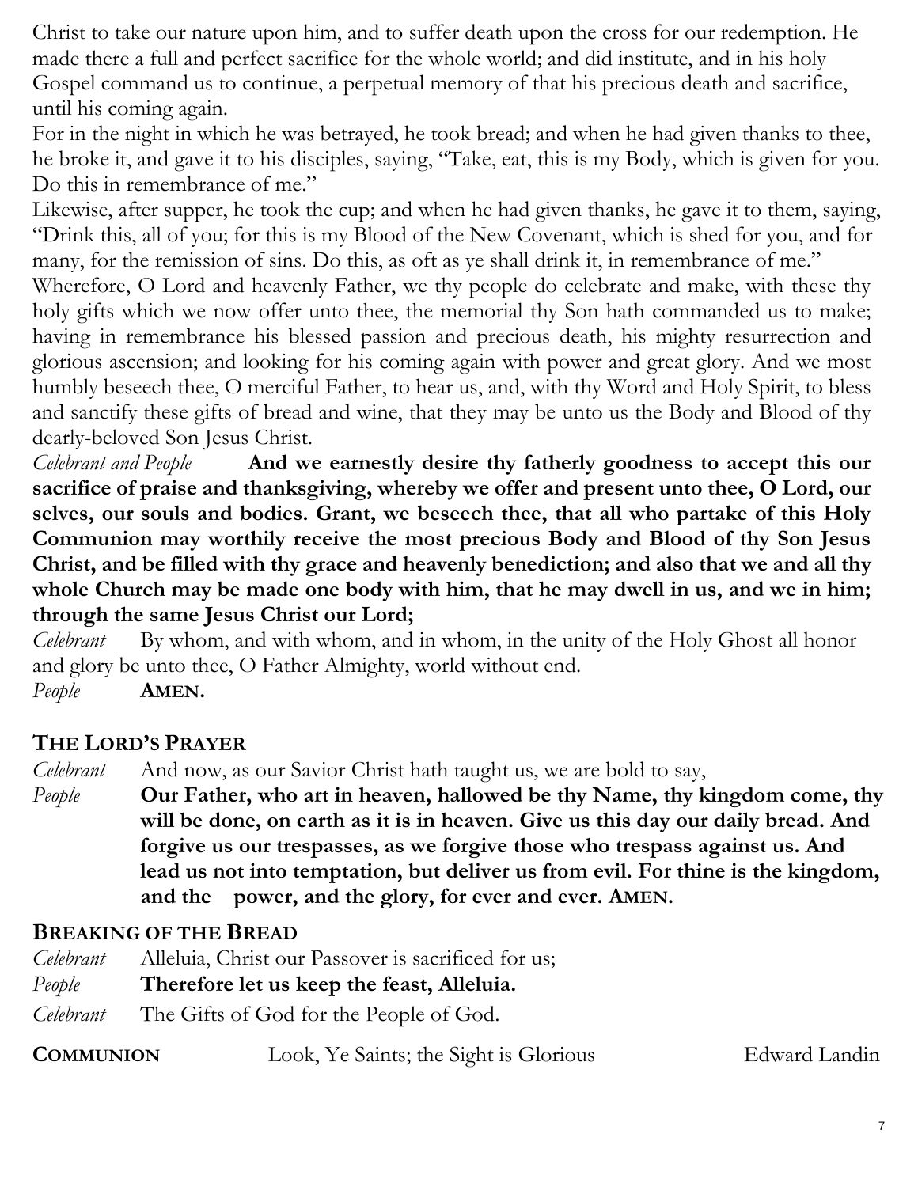Christ to take our nature upon him, and to suffer death upon the cross for our redemption. He made there a full and perfect sacrifice for the whole world; and did institute, and in his holy Gospel command us to continue, a perpetual memory of that his precious death and sacrifice, until his coming again.

For in the night in which he was betrayed, he took bread; and when he had given thanks to thee, he broke it, and gave it to his disciples, saying, "Take, eat, this is my Body, which is given for you. Do this in remembrance of me."

Likewise, after supper, he took the cup; and when he had given thanks, he gave it to them, saying, "Drink this, all of you; for this is my Blood of the New Covenant, which is shed for you, and for many, for the remission of sins. Do this, as oft as ye shall drink it, in remembrance of me."

Wherefore, O Lord and heavenly Father, we thy people do celebrate and make, with these thy holy gifts which we now offer unto thee, the memorial thy Son hath commanded us to make; having in remembrance his blessed passion and precious death, his mighty resurrection and glorious ascension; and looking for his coming again with power and great glory. And we most humbly beseech thee, O merciful Father, to hear us, and, with thy Word and Holy Spirit, to bless and sanctify these gifts of bread and wine, that they may be unto us the Body and Blood of thy dearly-beloved Son Jesus Christ.

*Celebrant and People* **And we earnestly desire thy fatherly goodness to accept this our sacrifice of praise and thanksgiving, whereby we offer and present unto thee, O Lord, our selves, our souls and bodies. Grant, we beseech thee, that all who partake of this Holy Communion may worthily receive the most precious Body and Blood of thy Son Jesus Christ, and be filled with thy grace and heavenly benediction; and also that we and all thy whole Church may be made one body with him, that he may dwell in us, and we in him; through the same Jesus Christ our Lord;**

*Celebrant* By whom, and with whom, and in whom, in the unity of the Holy Ghost all honor and glory be unto thee, O Father Almighty, world without end.

*People* **AMEN.**

## THE LORD'S PRAYER

*Celebrant* And now, as our Savior Christ hath taught us, we are bold to say,

*People* **Our Father, who art in heaven, hallowed be thy Name, thy kingdom come, thy will be done, on earth as it is in heaven. Give us this day our daily bread. And forgive us our trespasses, as we forgive those who trespass against us. And lead us not into temptation, but deliver us from evil. For thine is the kingdom, and the power, and the glory, for ever and ever. AMEN.**

## BREAKING OF THE BREAD

*Celebrant* Alleluia, Christ our Passover is sacrificed for us;

*People* **Therefore let us keep the feast, Alleluia.**

*Celebrant* The Gifts of God for the People of God.

**COMMUNION** Look, Ye Saints; the Sight is Glorious Edward Landin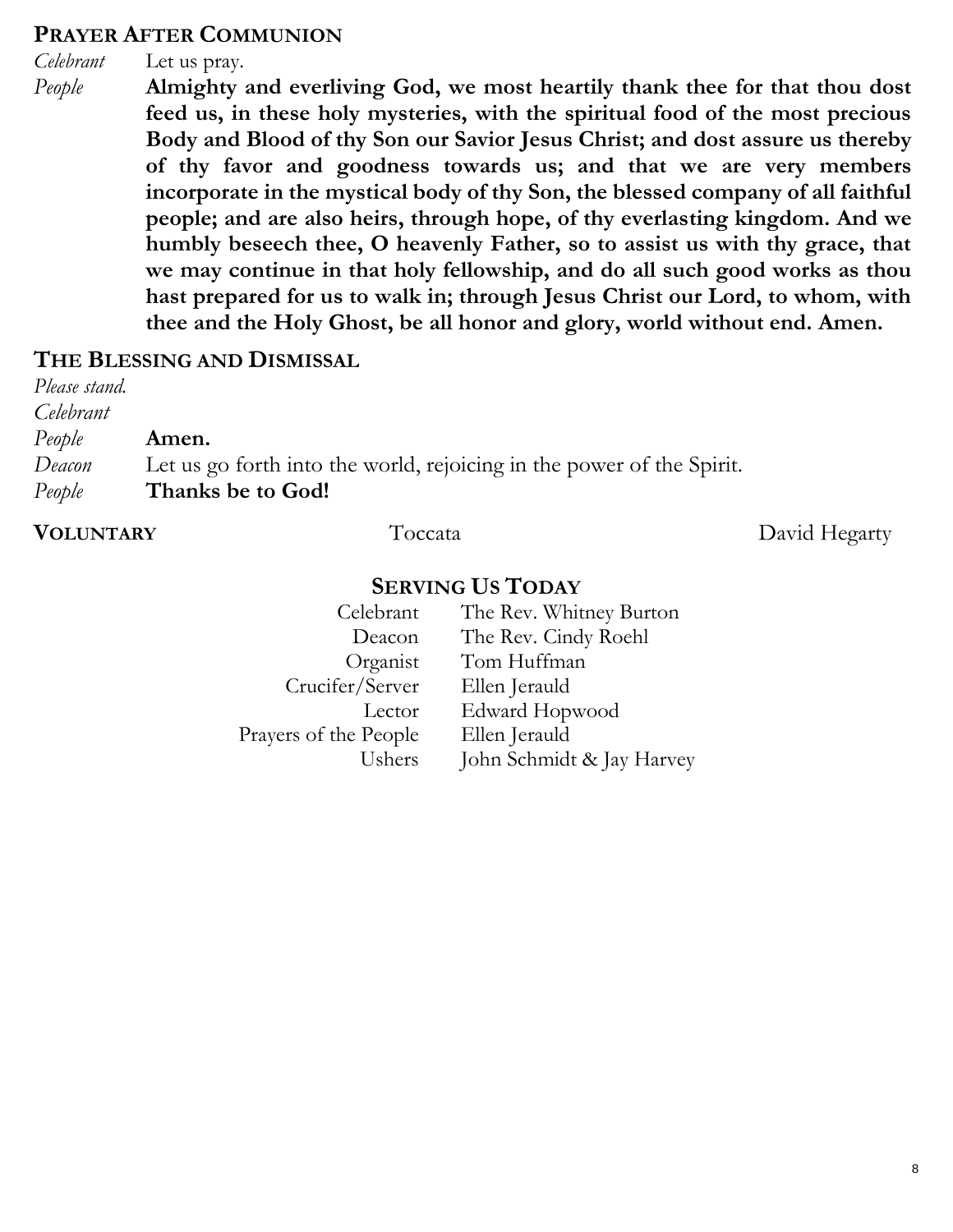## PRAYER AFTER COMMUNION

*Celebrant* Let us pray.

*People* **Almighty and everliving God, we most heartily thank thee for that thou dost feed us, in these holy mysteries, with the spiritual food of the most precious Body and Blood of thy Son our Savior Jesus Christ; and dost assure us thereby of thy favor and goodness towards us; and that we are very members incorporate in the mystical body of thy Son, the blessed company of all faithful people; and are also heirs, through hope, of thy everlasting kingdom. And we humbly beseech thee, O heavenly Father, so to assist us with thy grace, that we may continue in that holy fellowship, and do all such good works as thou hast prepared for us to walk in; through Jesus Christ our Lord, to whom, with thee and the Holy Ghost, be all honor and glory, world without end. Amen.**

## THE BLESSING AND DISMISSAL

*Please stand.*

*Celebrant*

*People* **Amen.**

*Deacon* Let us go forth into the world, rejoicing in the power of the Spirit.

*People* **Thanks be to God!**

**VOLUNTARY** Toccata David Hegarty

## SERVING US TODAY

| | |
|---|---|
| Celebrant | The Rev. Whitney Burton |
| Deacon | The Rev. Cindy Roehl |
| Organist | Tom Huffman |
| Crucifer/Server | Ellen Jerauld |
| Lector | Edward Hopwood |
| Prayers of the People | Ellen Jerauld |
| Ushers | John Schmidt & Jay Harvey |